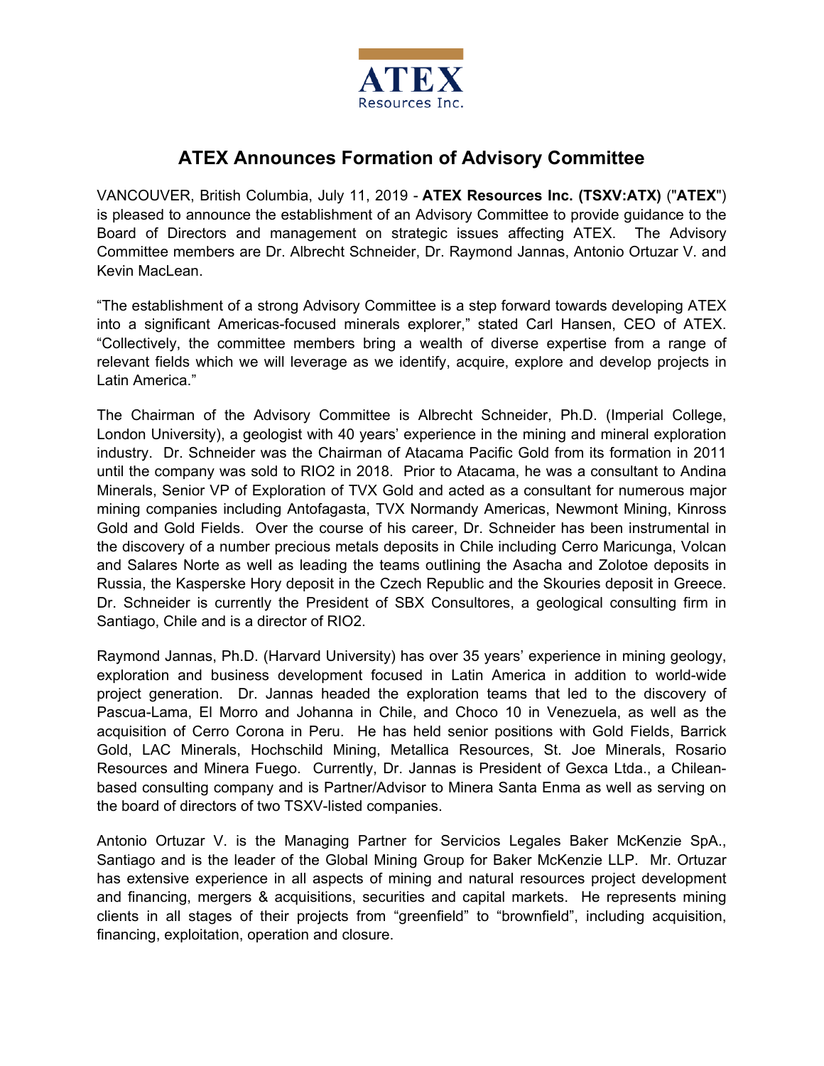ATEX
Resources Inc.

# ATEX Announces Formation of Advisory Committee

VANCOUVER, British Columbia, July 11, 2019 - **ATEX Resources Inc. (TSXV:ATX)** ("**ATEX**") is pleased to announce the establishment of an Advisory Committee to provide guidance to the Board of Directors and management on strategic issues affecting ATEX. The Advisory Committee members are Dr. Albrecht Schneider, Dr. Raymond Jannas, Antonio Ortuzar V. and Kevin MacLean.

"The establishment of a strong Advisory Committee is a step forward towards developing ATEX into a significant Americas-focused minerals explorer," stated Carl Hansen, CEO of ATEX. "Collectively, the committee members bring a wealth of diverse expertise from a range of relevant fields which we will leverage as we identify, acquire, explore and develop projects in Latin America."

The Chairman of the Advisory Committee is Albrecht Schneider, Ph.D. (Imperial College, London University), a geologist with 40 years' experience in the mining and mineral exploration industry. Dr. Schneider was the Chairman of Atacama Pacific Gold from its formation in 2011 until the company was sold to RIO2 in 2018. Prior to Atacama, he was a consultant to Andina Minerals, Senior VP of Exploration of TVX Gold and acted as a consultant for numerous major mining companies including Antofagasta, TVX Normandy Americas, Newmont Mining, Kinross Gold and Gold Fields. Over the course of his career, Dr. Schneider has been instrumental in the discovery of a number precious metals deposits in Chile including Cerro Maricunga, Volcan and Salares Norte as well as leading the teams outlining the Asacha and Zolotoe deposits in Russia, the Kasperske Hory deposit in the Czech Republic and the Skouries deposit in Greece. Dr. Schneider is currently the President of SBX Consultores, a geological consulting firm in Santiago, Chile and is a director of RIO2.

Raymond Jannas, Ph.D. (Harvard University) has over 35 years' experience in mining geology, exploration and business development focused in Latin America in addition to world-wide project generation. Dr. Jannas headed the exploration teams that led to the discovery of Pascua-Lama, El Morro and Johanna in Chile, and Choco 10 in Venezuela, as well as the acquisition of Cerro Corona in Peru. He has held senior positions with Gold Fields, Barrick Gold, LAC Minerals, Hochschild Mining, Metallica Resources, St. Joe Minerals, Rosario Resources and Minera Fuego. Currently, Dr. Jannas is President of Gexca Ltda., a Chilean-based consulting company and is Partner/Advisor to Minera Santa Enma as well as serving on the board of directors of two TSXV-listed companies.

Antonio Ortuzar V. is the Managing Partner for Servicios Legales Baker McKenzie SpA., Santiago and is the leader of the Global Mining Group for Baker McKenzie LLP. Mr. Ortuzar has extensive experience in all aspects of mining and natural resources project development and financing, mergers & acquisitions, securities and capital markets. He represents mining clients in all stages of their projects from "greenfield" to "brownfield", including acquisition, financing, exploitation, operation and closure.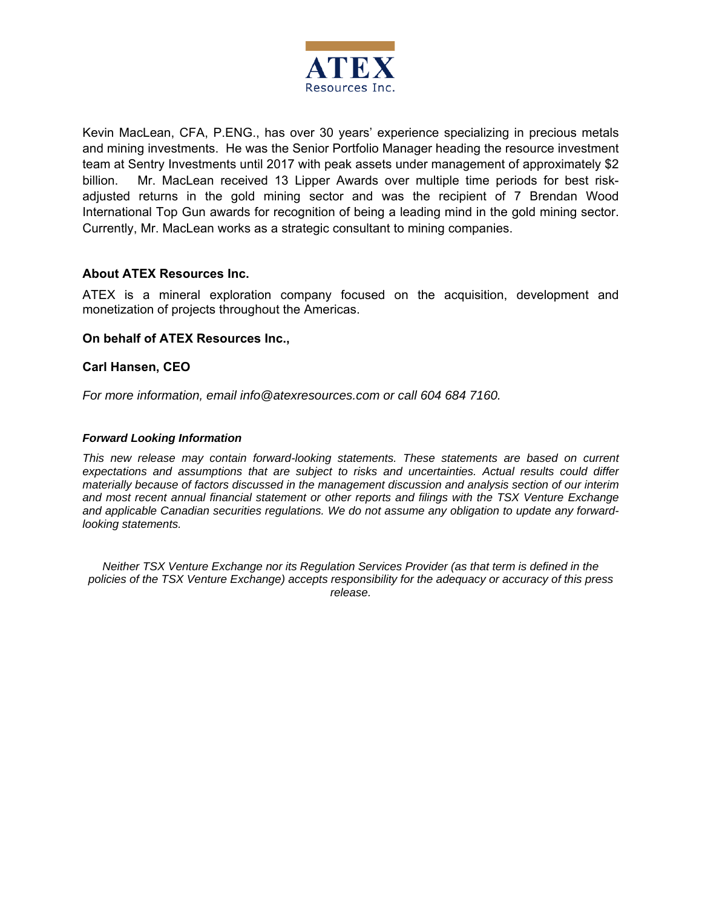Kevin MacLean, CFA, P.ENG., has over 30 years' experience specializing in precious metals and mining investments. He was the Senior Portfolio Manager heading the resource investment team at Sentry Investments until 2017 with peak assets under management of approximately $2 billion. Mr. MacLean received 13 Lipper Awards over multiple time periods for best risk-adjusted returns in the gold mining sector and was the recipient of 7 Brendan Wood International Top Gun awards for recognition of being a leading mind in the gold mining sector. Currently, Mr. MacLean works as a strategic consultant to mining companies.

**About ATEX Resources Inc.**

ATEX is a mineral exploration company focused on the acquisition, development and monetization of projects throughout the Americas.

**On behalf of ATEX Resources Inc.,**

**Carl Hansen, CEO**

*For more information, email info@atexresources.com or call 604 684 7160.*

***Forward Looking Information***

*This new release may contain forward-looking statements. These statements are based on current expectations and assumptions that are subject to risks and uncertainties. Actual results could differ materially because of factors discussed in the management discussion and analysis section of our interim and most recent annual financial statement or other reports and filings with the TSX Venture Exchange and applicable Canadian securities regulations. We do not assume any obligation to update any forward-looking statements.*

*Neither TSX Venture Exchange nor its Regulation Services Provider (as that term is defined in the policies of the TSX Venture Exchange) accepts responsibility for the adequacy or accuracy of this press release.*